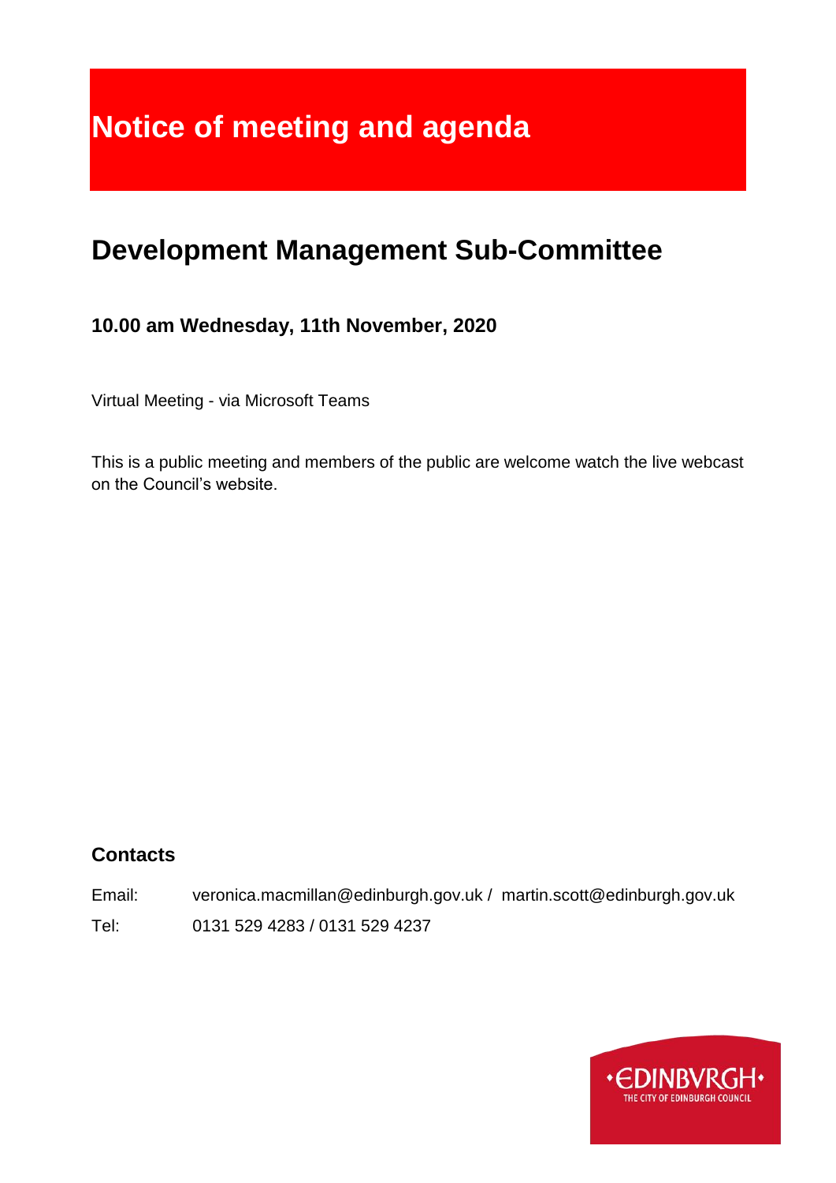# Notice of meeting and agenda

## Development Management Sub-Committee

### 10.00 am Wednesday, 11th November, 2020

Virtual Meeting - via Microsoft Teams

This is a public meeting and members of the public are welcome watch the live webcast on the Council's website.

### Contacts

Email: veronica.macmillan@edinburgh.gov.uk / martin.scott@edinburgh.gov.uk

Tel: 0131 529 4283 / 0131 529 4237

EDINBVRGH THE CITY OF EDINBURGH COUNCIL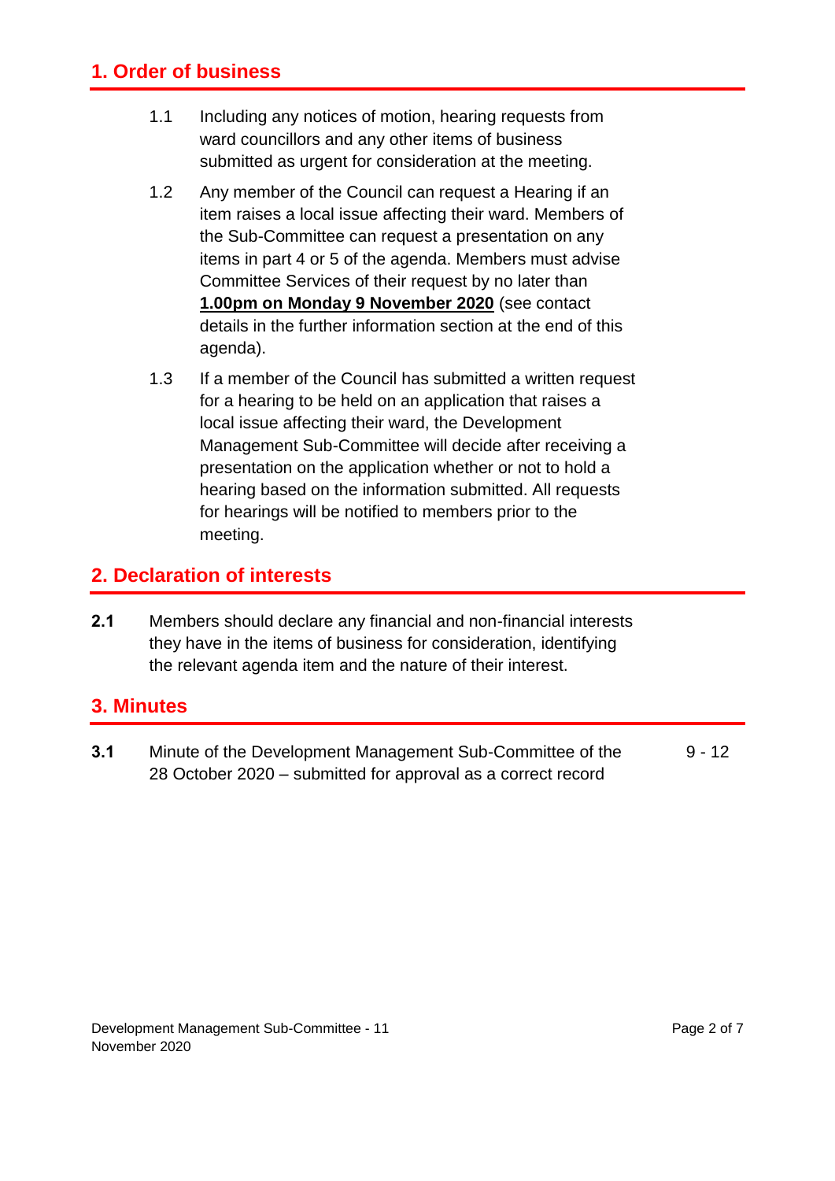## 1. Order of business

1.1 Including any notices of motion, hearing requests from ward councillors and any other items of business submitted as urgent for consideration at the meeting.

1.2 Any member of the Council can request a Hearing if an item raises a local issue affecting their ward. Members of the Sub-Committee can request a presentation on any items in part 4 or 5 of the agenda. Members must advise Committee Services of their request by no later than **1.00pm on Monday 9 November 2020** (see contact details in the further information section at the end of this agenda).

1.3 If a member of the Council has submitted a written request for a hearing to be held on an application that raises a local issue affecting their ward, the Development Management Sub-Committee will decide after receiving a presentation on the application whether or not to hold a hearing based on the information submitted. All requests for hearings will be notified to members prior to the meeting.

## 2. Declaration of interests

**2.1** Members should declare any financial and non-financial interests they have in the items of business for consideration, identifying the relevant agenda item and the nature of their interest.

## 3. Minutes

| | | |
|---|---|---|
| **3.1** | Minute of the Development Management Sub-Committee of the 28 October 2020 – submitted for approval as a correct record | 9 - 12 |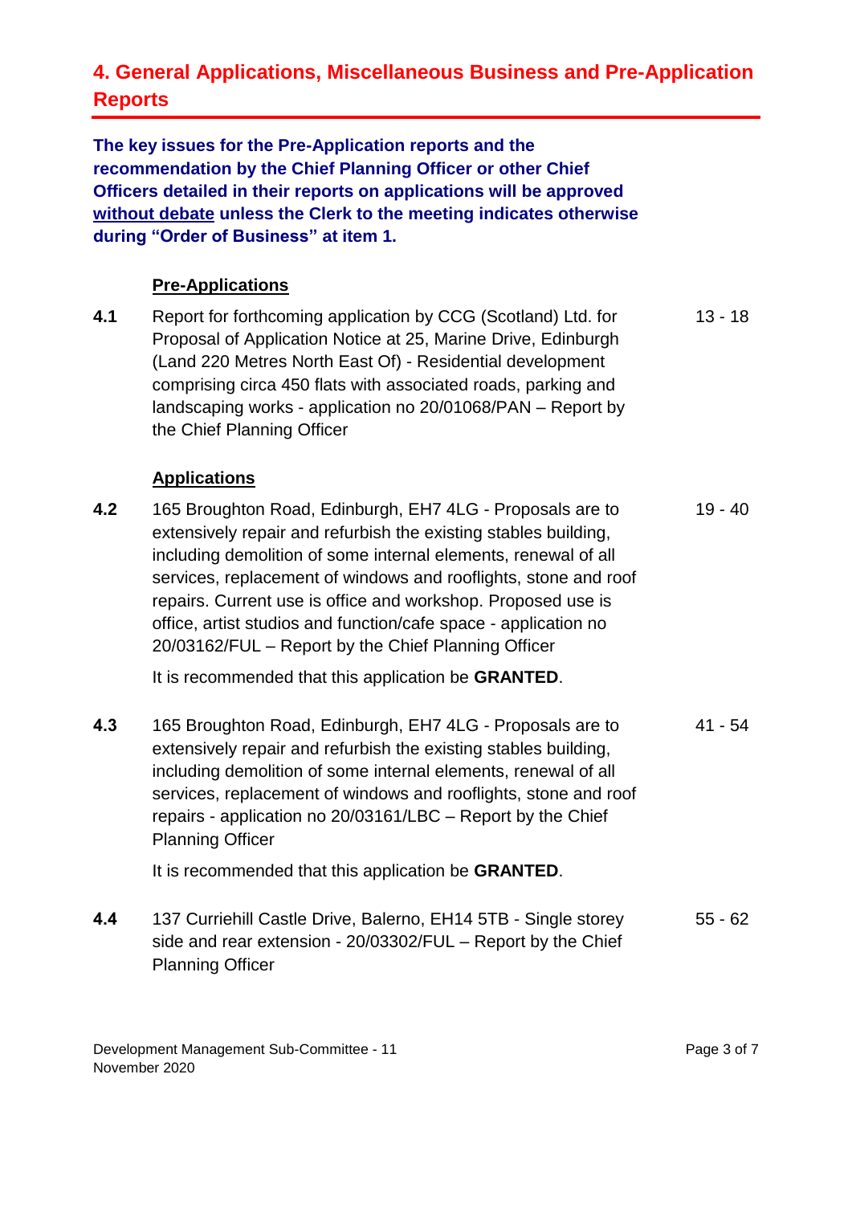## 4. General Applications, Miscellaneous Business and Pre-Application Reports

**The key issues for the Pre-Application reports and the recommendation by the Chief Planning Officer or other Chief Officers detailed in their reports on applications will be approved <u>without debate</u> unless the Clerk to the meeting indicates otherwise during "Order of Business" at item 1.**

**<u>Pre-Applications</u>**

**4.1** Report for forthcoming application by CCG (Scotland) Ltd. for Proposal of Application Notice at 25, Marine Drive, Edinburgh (Land 220 Metres North East Of) - Residential development comprising circa 450 flats with associated roads, parking and landscaping works - application no 20/01068/PAN – Report by the Chief Planning Officer — 13 - 18

**<u>Applications</u>**

**4.2** 165 Broughton Road, Edinburgh, EH7 4LG - Proposals are to extensively repair and refurbish the existing stables building, including demolition of some internal elements, renewal of all services, replacement of windows and rooflights, stone and roof repairs. Current use is office and workshop. Proposed use is office, artist studios and function/cafe space - application no 20/03162/FUL – Report by the Chief Planning Officer — 19 - 40

It is recommended that this application be **GRANTED**.

**4.3** 165 Broughton Road, Edinburgh, EH7 4LG - Proposals are to extensively repair and refurbish the existing stables building, including demolition of some internal elements, renewal of all services, replacement of windows and rooflights, stone and roof repairs - application no 20/03161/LBC – Report by the Chief Planning Officer — 41 - 54

It is recommended that this application be **GRANTED**.

**4.4** 137 Curriehill Castle Drive, Balerno, EH14 5TB - Single storey side and rear extension - 20/03302/FUL – Report by the Chief Planning Officer — 55 - 62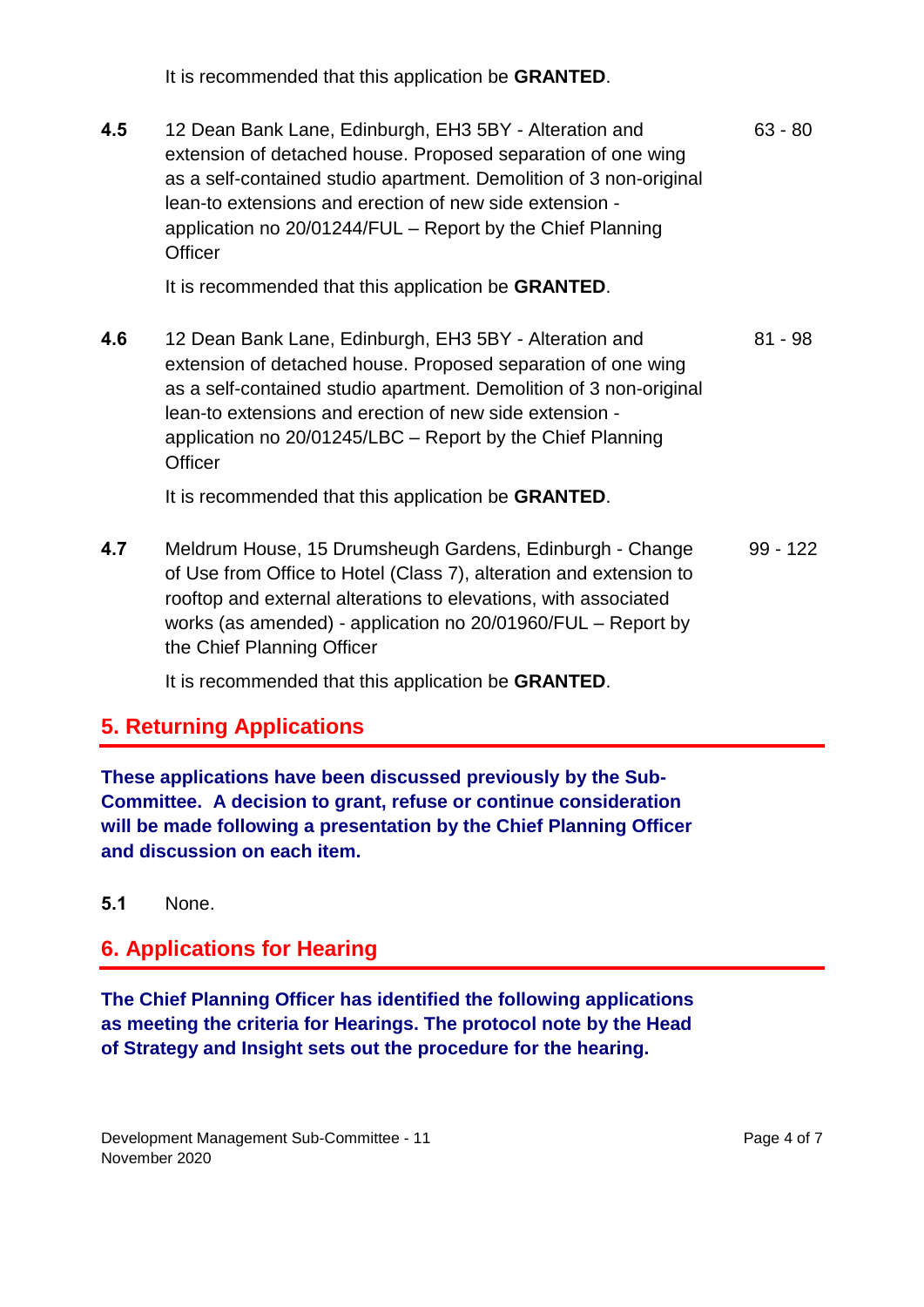It is recommended that this application be **GRANTED**.

**4.5** 12 Dean Bank Lane, Edinburgh, EH3 5BY - Alteration and extension of detached house. Proposed separation of one wing as a self-contained studio apartment. Demolition of 3 non-original lean-to extensions and erection of new side extension - application no 20/01244/FUL – Report by the Chief Planning Officer — 63 - 80

It is recommended that this application be **GRANTED**.

**4.6** 12 Dean Bank Lane, Edinburgh, EH3 5BY - Alteration and extension of detached house. Proposed separation of one wing as a self-contained studio apartment. Demolition of 3 non-original lean-to extensions and erection of new side extension - application no 20/01245/LBC – Report by the Chief Planning Officer — 81 - 98

It is recommended that this application be **GRANTED**.

**4.7** Meldrum House, 15 Drumsheugh Gardens, Edinburgh - Change of Use from Office to Hotel (Class 7), alteration and extension to rooftop and external alterations to elevations, with associated works (as amended) - application no 20/01960/FUL – Report by the Chief Planning Officer — 99 - 122

It is recommended that this application be **GRANTED**.

## 5. Returning Applications

**These applications have been discussed previously by the Sub-Committee. A decision to grant, refuse or continue consideration will be made following a presentation by the Chief Planning Officer and discussion on each item.**

**5.1** None.

## 6. Applications for Hearing

**The Chief Planning Officer has identified the following applications as meeting the criteria for Hearings. The protocol note by the Head of Strategy and Insight sets out the procedure for the hearing.**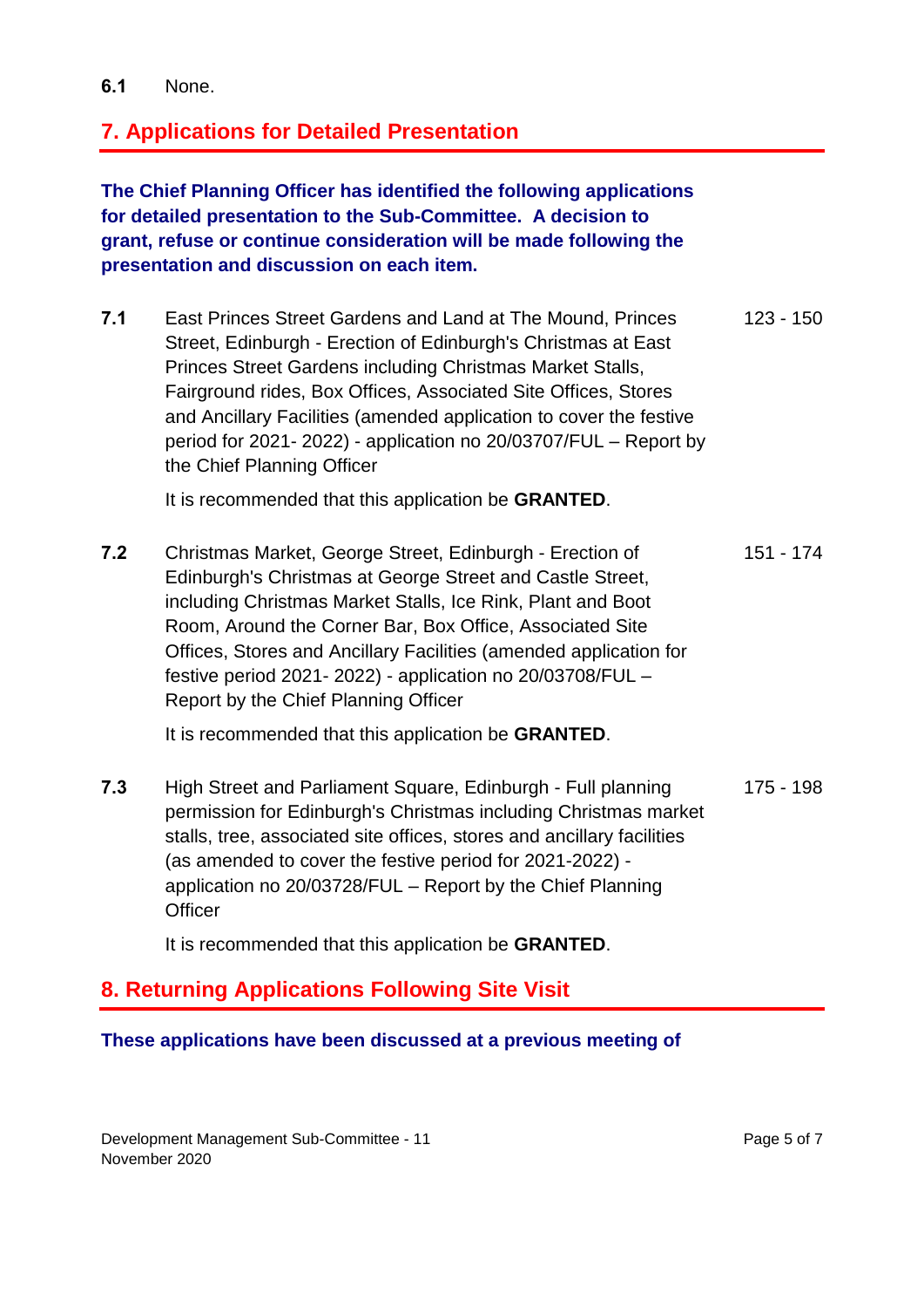**6.1** None.

## 7. Applications for Detailed Presentation

**The Chief Planning Officer has identified the following applications for detailed presentation to the Sub-Committee. A decision to grant, refuse or continue consideration will be made following the presentation and discussion on each item.**

**7.1** East Princes Street Gardens and Land at The Mound, Princes Street, Edinburgh - Erection of Edinburgh's Christmas at East Princes Street Gardens including Christmas Market Stalls, Fairground rides, Box Offices, Associated Site Offices, Stores and Ancillary Facilities (amended application to cover the festive period for 2021- 2022) - application no 20/03707/FUL – Report by the Chief Planning Officer — 123 - 150

It is recommended that this application be **GRANTED**.

**7.2** Christmas Market, George Street, Edinburgh - Erection of Edinburgh's Christmas at George Street and Castle Street, including Christmas Market Stalls, Ice Rink, Plant and Boot Room, Around the Corner Bar, Box Office, Associated Site Offices, Stores and Ancillary Facilities (amended application for festive period 2021- 2022) - application no 20/03708/FUL – Report by the Chief Planning Officer — 151 - 174

It is recommended that this application be **GRANTED**.

**7.3** High Street and Parliament Square, Edinburgh - Full planning permission for Edinburgh's Christmas including Christmas market stalls, tree, associated site offices, stores and ancillary facilities (as amended to cover the festive period for 2021-2022) - application no 20/03728/FUL – Report by the Chief Planning Officer — 175 - 198

It is recommended that this application be **GRANTED**.

## 8. Returning Applications Following Site Visit

**These applications have been discussed at a previous meeting of**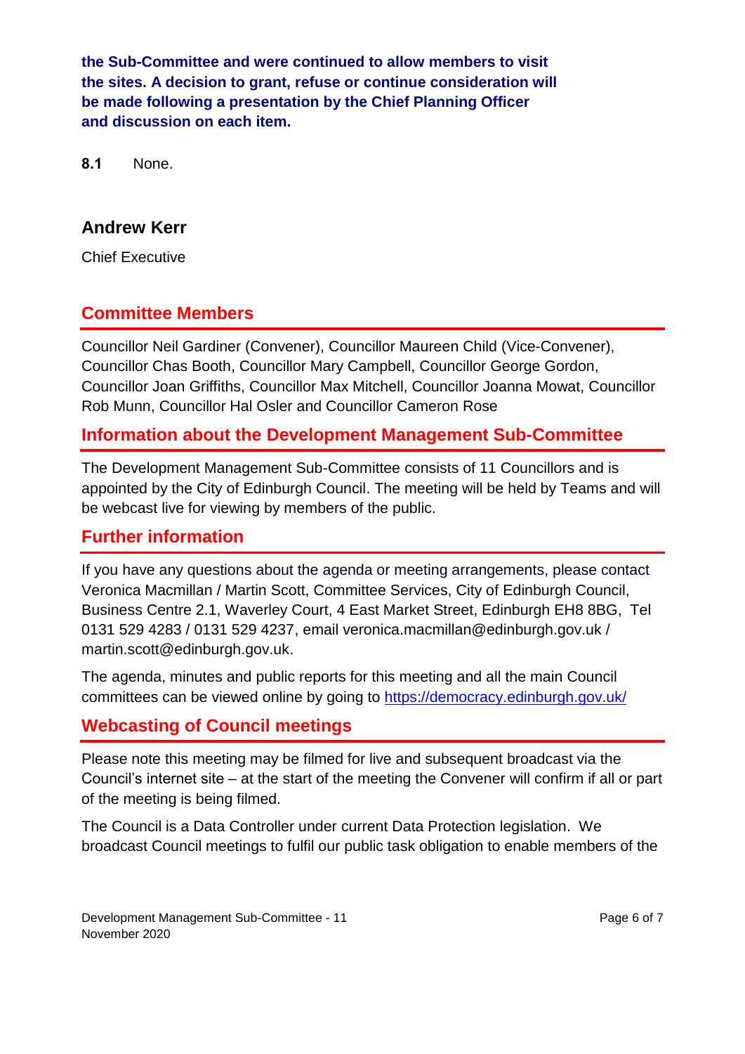**the Sub-Committee and were continued to allow members to visit the sites. A decision to grant, refuse or continue consideration will be made following a presentation by the Chief Planning Officer and discussion on each item.**

**8.1** None.

### Andrew Kerr

Chief Executive

## Committee Members

Councillor Neil Gardiner (Convener), Councillor Maureen Child (Vice-Convener), Councillor Chas Booth, Councillor Mary Campbell, Councillor George Gordon, Councillor Joan Griffiths, Councillor Max Mitchell, Councillor Joanna Mowat, Councillor Rob Munn, Councillor Hal Osler and Councillor Cameron Rose

## Information about the Development Management Sub-Committee

The Development Management Sub-Committee consists of 11 Councillors and is appointed by the City of Edinburgh Council. The meeting will be held by Teams and will be webcast live for viewing by members of the public.

## Further information

If you have any questions about the agenda or meeting arrangements, please contact Veronica Macmillan / Martin Scott, Committee Services, City of Edinburgh Council, Business Centre 2.1, Waverley Court, 4 East Market Street, Edinburgh EH8 8BG, Tel 0131 529 4283 / 0131 529 4237, email veronica.macmillan@edinburgh.gov.uk / martin.scott@edinburgh.gov.uk.

The agenda, minutes and public reports for this meeting and all the main Council committees can be viewed online by going to https://democracy.edinburgh.gov.uk/

## Webcasting of Council meetings

Please note this meeting may be filmed for live and subsequent broadcast via the Council's internet site – at the start of the meeting the Convener will confirm if all or part of the meeting is being filmed.

The Council is a Data Controller under current Data Protection legislation. We broadcast Council meetings to fulfil our public task obligation to enable members of the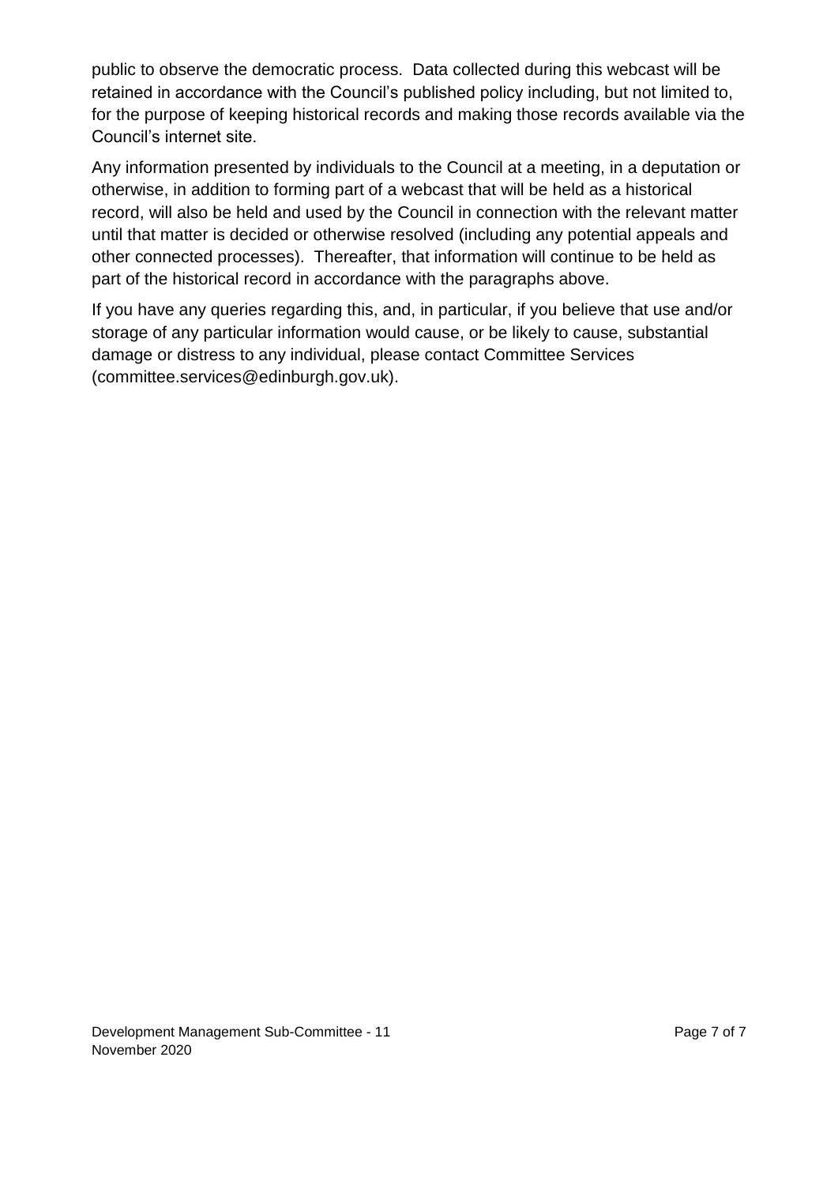public to observe the democratic process. Data collected during this webcast will be retained in accordance with the Council's published policy including, but not limited to, for the purpose of keeping historical records and making those records available via the Council's internet site.

Any information presented by individuals to the Council at a meeting, in a deputation or otherwise, in addition to forming part of a webcast that will be held as a historical record, will also be held and used by the Council in connection with the relevant matter until that matter is decided or otherwise resolved (including any potential appeals and other connected processes). Thereafter, that information will continue to be held as part of the historical record in accordance with the paragraphs above.

If you have any queries regarding this, and, in particular, if you believe that use and/or storage of any particular information would cause, or be likely to cause, substantial damage or distress to any individual, please contact Committee Services (committee.services@edinburgh.gov.uk).